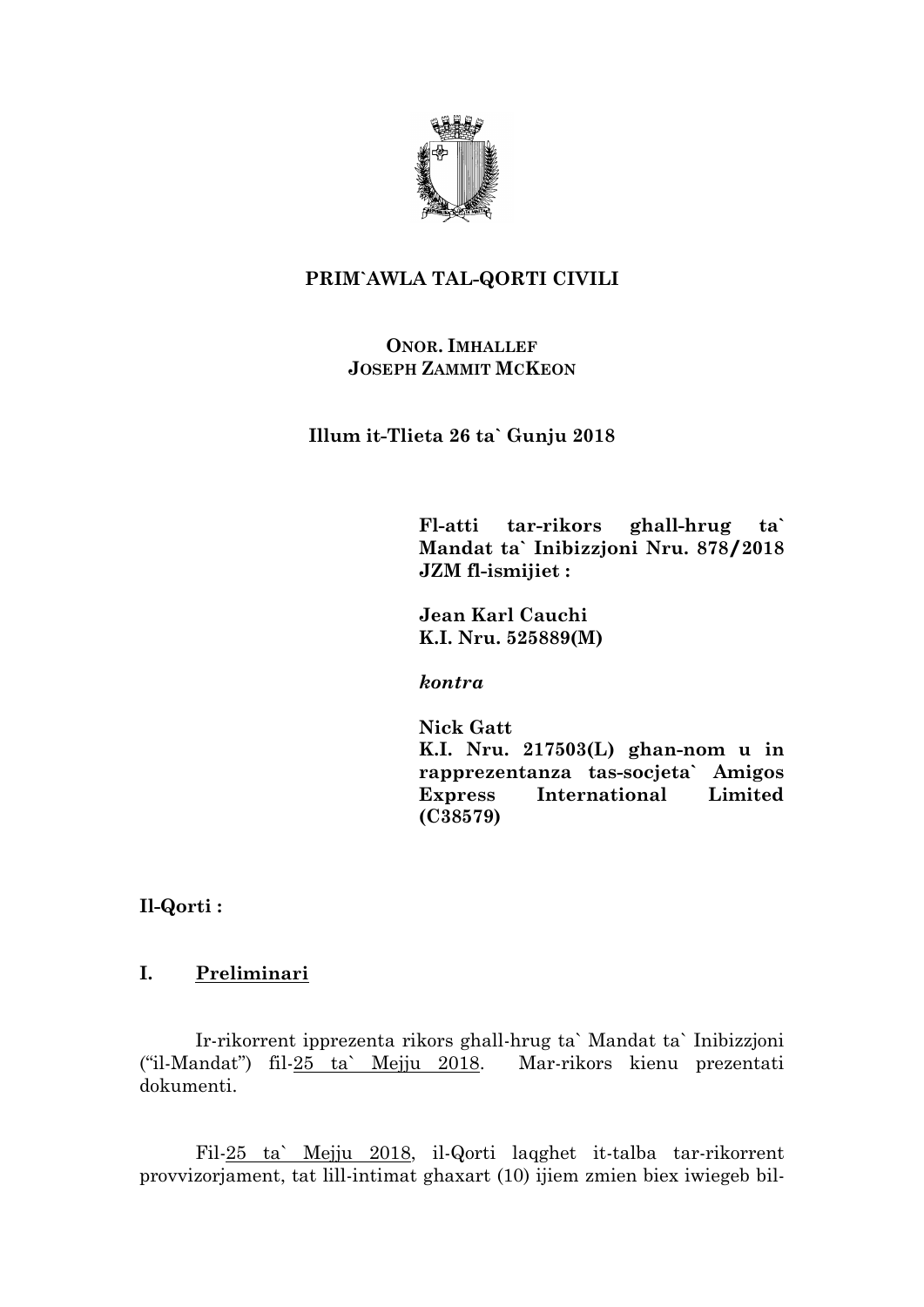**PRIM`AWLA TAL-QORTI CIVILI**

**ONOR. IMHALLEF**
**JOSEPH ZAMMIT MCKEON**

**Illum it-Tlieta 26 ta` Gunju 2018**

**Fl-atti tar-rikors ghall-hrug ta` Mandat ta` Inibizzjoni Nru. 878/2018 JZM fl-ismijiet :**

**Jean Karl Cauchi**
**K.I. Nru. 525889(M)**

***kontra***

**Nick Gatt**
**K.I. Nru. 217503(L) ghan-nom u in rappreżentanza tas-socjeta` Amigos Express International Limited (C38579)**

**Il-Qorti :**

## I. Preliminari

Ir-rikorrent ipprezenta rikors ghall-hrug ta` Mandat ta` Inibizzjoni ("il-Mandat") fil-25 ta` Mejju 2018. Mar-rikors kienu prezentati dokumenti.

Fil-25 ta` Mejju 2018, il-Qorti laqghet it-talba tar-rikorrent provvizorjament, tat lill-intimat ghaxart (10) ijiem zmien biex iwiegeb bil-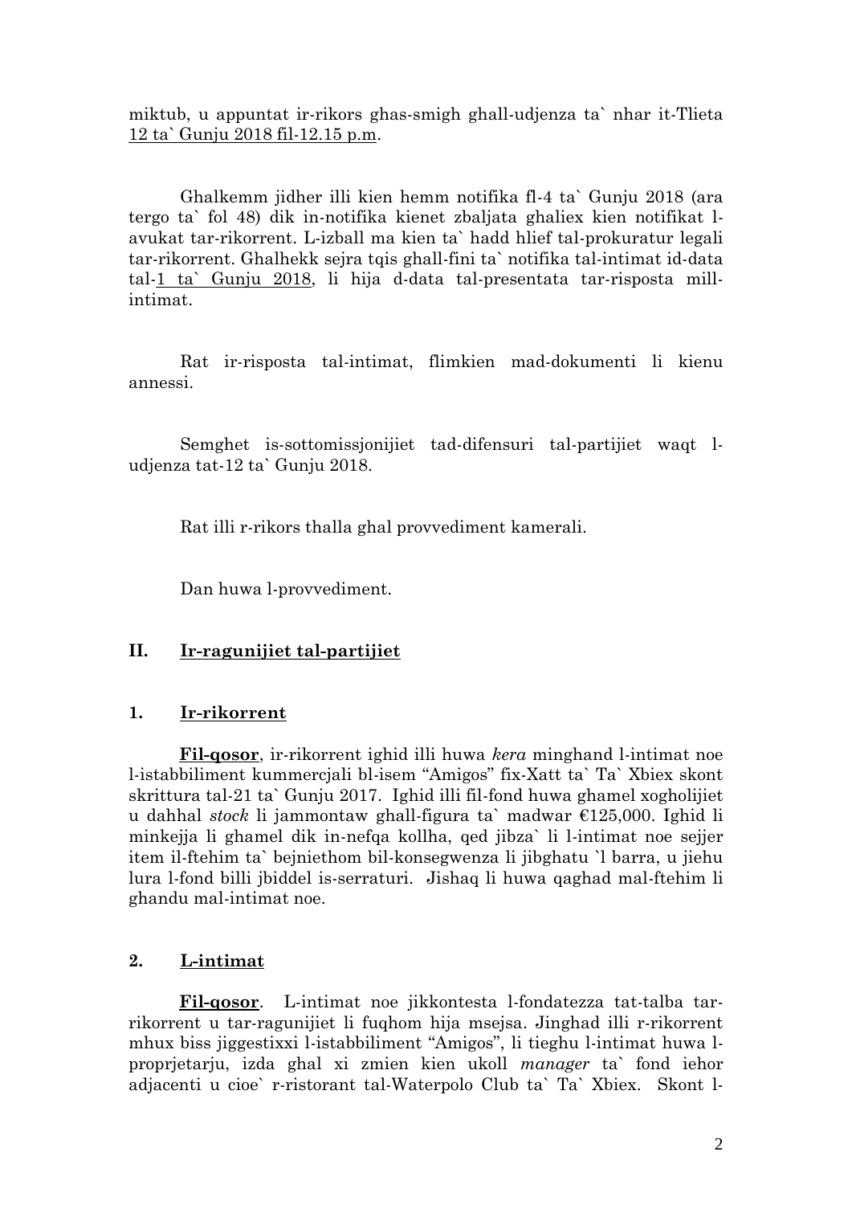miktub, u appuntat ir-rikors ghas-smigh ghall-udjenza ta` nhar it-Tlieta 12 ta` Gunju 2018 fil-12.15 p.m.

Ghalkemm jidher illi kien hemm notifika fl-4 ta` Gunju 2018 (ara tergo ta` fol 48) dik in-notifika kienet zbaljata ghaliex kien notifikat l-avukat tar-rikorrent. L-izball ma kien ta` hadd hlief tal-prokuratur legali tar-rikorrent. Ghalhekk sejra tqis ghall-fini ta` notifika tal-intimat id-data tal-1 ta` Gunju 2018, li hija d-data tal-presentata tar-risposta mill-intimat.

Rat ir-risposta tal-intimat, flimkien mad-dokumenti li kienu annessi.

Semghet is-sottomissjonijiet tad-difensuri tal-partijiet waqt l-udjenza tat-12 ta` Gunju 2018.

Rat illi r-rikors thalla ghal provvediment kamerali.

Dan huwa l-provvediment.

## II. Ir-ragunijiet tal-partijiet

### 1. Ir-rikorrent

**Fil-qosor**, ir-rikorrent ighid illi huwa *kera* minghand l-intimat noe l-istabbiliment kummercjali bl-isem "Amigos" fix-Xatt ta` Ta` Xbiex skont skrittura tal-21 ta` Gunju 2017. Ighid illi fil-fond huwa ghamel xogholijiet u dahhal *stock* li jammontaw ghall-figura ta` madwar €125,000. Ighid li minkejja li ghamel dik in-nefqa kollha, qed jibza` li l-intimat noe sejjer item il-ftehim ta` bejniethom bil-konsegwenza li jibghatu `l barra, u jiehu lura l-fond billi jbiddel is-serraturi. Jishaq li huwa qaghad mal-ftehim li ghandu mal-intimat noe.

### 2. L-intimat

**Fil-qosor**. L-intimat noe jikkontesta l-fondatezza tat-talba tar-rikorrent u tar-ragunijiet li fuqhom hija msejsa. Jinghad illi r-rikorrent mhux biss jiggestixxi l-istabbiliment "Amigos", li tieghu l-intimat huwa l-proprjetarju, izda ghal xi zmien kien ukoll *manager* ta` fond iehor adjacenti u cioe` r-ristorant tal-Waterpolo Club ta` Ta` Xbiex. Skont l-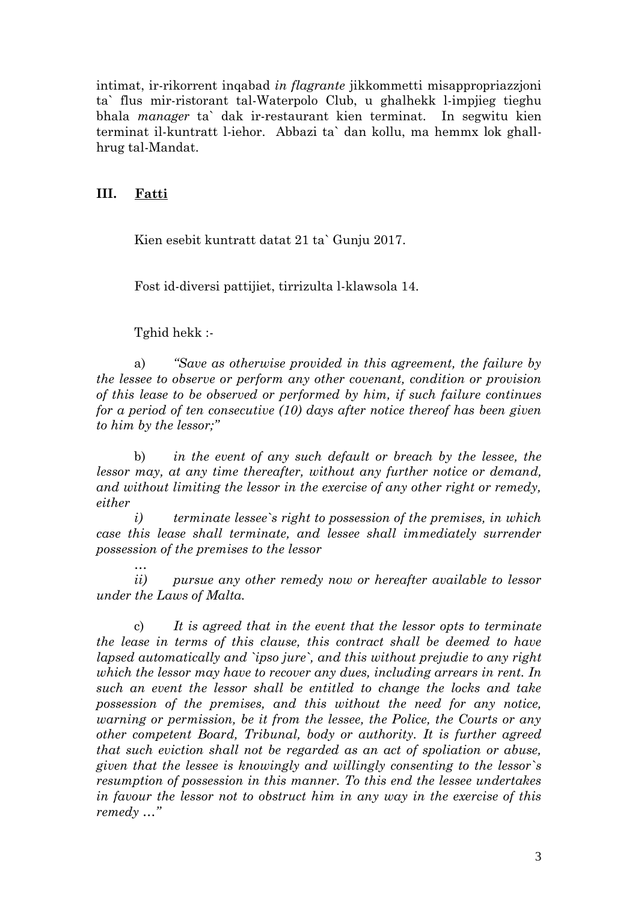intimat, ir-rikorrent inqabad *in flagrante* jikkommetti misappropriazzjoni ta` flus mir-ristorant tal-Waterpolo Club, u ghalhekk l-impjieg tieghu bhala *manager* ta` dak ir-restaurant kien terminat. In segwitu kien terminat il-kuntratt l-iehor. Abbazi ta` dan kollu, ma hemmx lok ghall-hrug tal-Mandat.

## III. <u>Fatti</u>

Kien esebit kuntratt datat 21 ta` Gunju 2017.

Fost id-diversi pattijiet, tirrizulta l-klawsola 14.

Tghid hekk :-

a) *"Save as otherwise provided in this agreement, the failure by the lessee to observe or perform any other covenant, condition or provision of this lease to be observed or performed by him, if such failure continues for a period of ten consecutive (10) days after notice thereof has been given to him by the lessor;"*

b) *in the event of any such default or breach by the lessee, the lessor may, at any time thereafter, without any further notice or demand, and without limiting the lessor in the exercise of any other right or remedy, either*

*i) terminate lessee`s right to possession of the premises, in which case this lease shall terminate, and lessee shall immediately surrender possession of the premises to the lessor*

…

*ii) pursue any other remedy now or hereafter available to lessor under the Laws of Malta.*

c) *It is agreed that in the event that the lessor opts to terminate the lease in terms of this clause, this contract shall be deemed to have lapsed automatically and `ipso jure`, and this without prejudie to any right which the lessor may have to recover any dues, including arrears in rent. In such an event the lessor shall be entitled to change the locks and take possession of the premises, and this without the need for any notice, warning or permission, be it from the lessee, the Police, the Courts or any other competent Board, Tribunal, body or authority. It is further agreed that such eviction shall not be regarded as an act of spoliation or abuse, given that the lessee is knowingly and willingly consenting to the lessor`s resumption of possession in this manner. To this end the lessee undertakes in favour the lessor not to obstruct him in any way in the exercise of this remedy …"*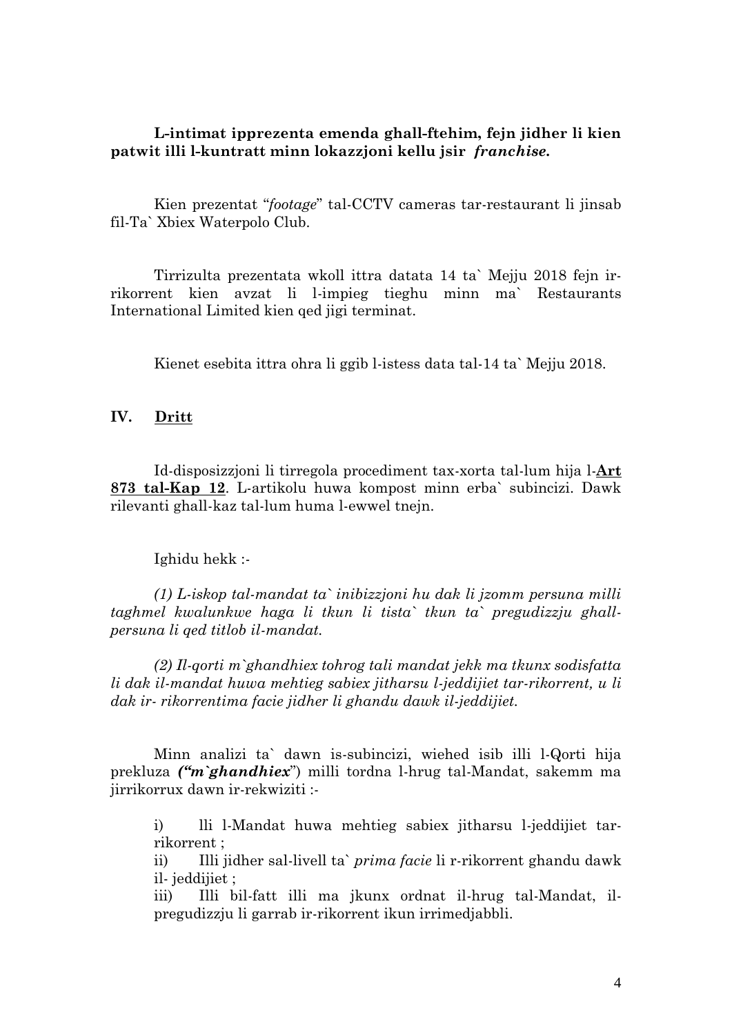**L-intimat ipprezenta emenda ghall-ftehim, fejn jidher li kien patwit illi l-kuntratt minn lokazzjoni kellu jsir *franchise*.**

Kien prezentat "*footage*" tal-CCTV cameras tar-restaurant li jinsab fil-Ta` Xbiex Waterpolo Club.

Tirrizulta prezentata wkoll ittra datata 14 ta` Mejju 2018 fejn ir-rikorrent kien avzat li l-impieg tieghu minn ma` Restaurants International Limited kien qed jigi terminat.

Kienet esebita ittra ohra li ggib l-istess data tal-14 ta` Mejju 2018.

## IV. Dritt

Id-disposizzjoni li tirregola procediment tax-xorta tal-lum hija l-**Art 873 tal-Kap 12**. L-artikolu huwa kompost minn erba` subincizi. Dawk rilevanti ghall-kaz tal-lum huma l-ewwel tnejn.

Ighidu hekk :-

*(1) L-iskop tal-mandat ta` inibizzjoni hu dak li jzomm persuna milli taghmel kwalunkwe haga li tkun li tista` tkun ta` pregudizzju ghall-persuna li qed titlob il-mandat.*

*(2) Il-qorti m`ghandhiex tohrog tali mandat jekk ma tkunx sodisfatta li dak il-mandat huwa mehtieg sabiex jitharsu l-jeddijiet tar-rikorrent, u li dak ir- rikorrentima facie jidher li ghandu dawk il-jeddijiet.*

Minn analizi ta` dawn is-subincizi, wiehed isib illi l-Qorti hija prekluza ***("m`ghandhiex*"**)** milli tordna l-hrug tal-Mandat, sakemm ma jirrikorrux dawn ir-rekwiziti :-

i) lli l-Mandat huwa mehtieg sabiex jitharsu l-jeddijiet tar-rikorrent ;

ii) Illi jidher sal-livell ta` *prima facie* li r-rikorrent ghandu dawk il- jeddijiet ;

iii) Illi bil-fatt illi ma jkunx ordnat il-hrug tal-Mandat, il-pregudizzju li garrab ir-rikorrent ikun irrimedjabbli.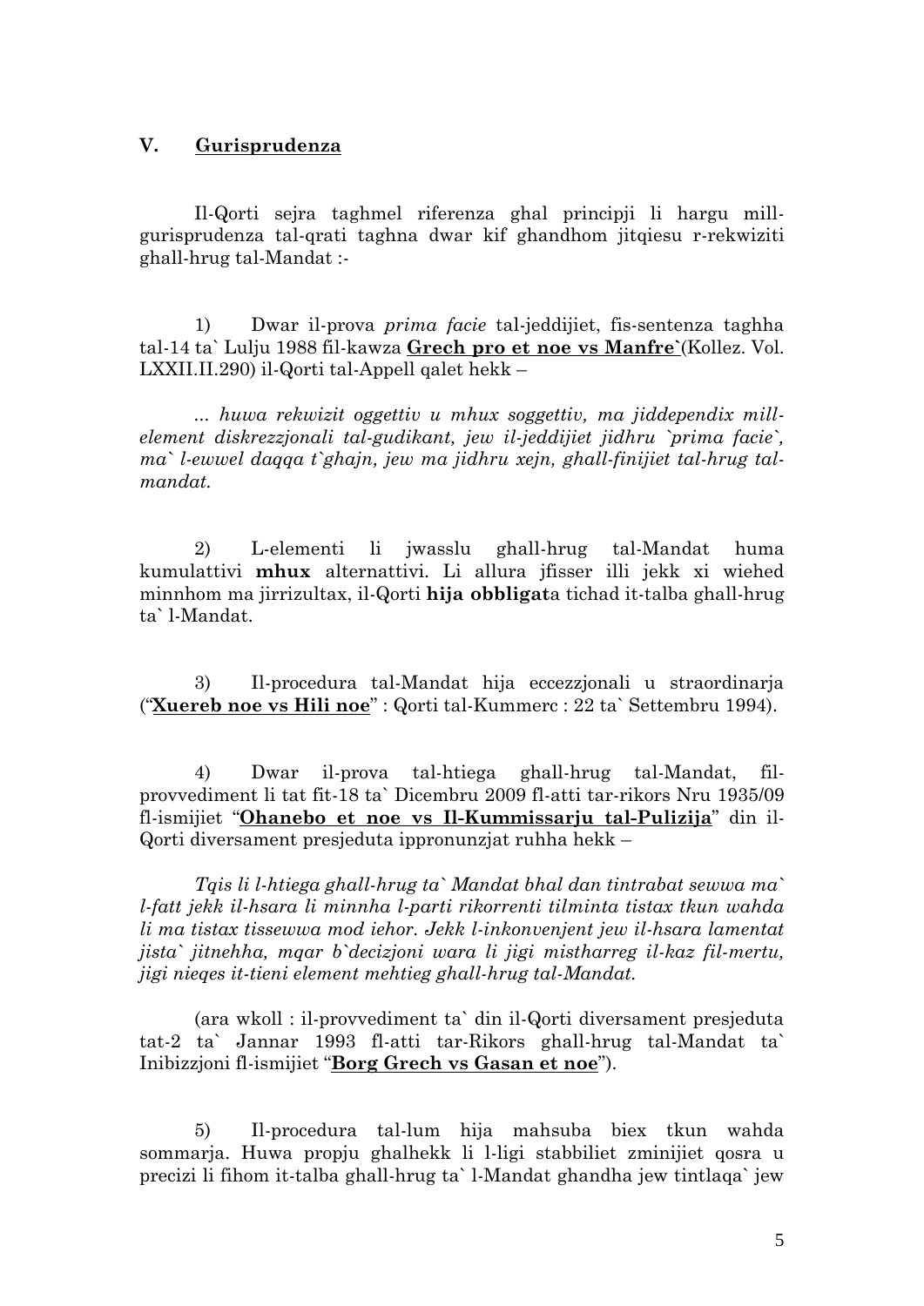## V. **Gurisprudenza**

Il-Qorti sejra taghmel riferenza ghal principji li hargu mill-gurisprudenza tal-qrati taghna dwar kif ghandhom jitqiesu r-rekwiziti ghall-hrug tal-Mandat :-

1) Dwar il-prova *prima facie* tal-jeddijiet, fis-sentenza taghha tal-14 ta` Lulju 1988 fil-kawza **Grech pro et noe vs Manfre`**(Kollez. Vol. LXXII.II.290) il-Qorti tal-Appell qalet hekk –

*... huwa rekwizit oggettiv u mhux soggettiv, ma jiddependix mill-element diskrezzjonali tal-gudikant, jew il-jeddijiet jidhru `prima facie`, ma` l-ewwel daqqa t`ghajn, jew ma jidhru xejn, ghall-finijiet tal-hrug tal-mandat.*

2) L-elementi li jwasslu ghall-hrug tal-Mandat huma kumulattivi **mhux** alternattivi. Li allura jfisser illi jekk xi wiehed minnhom ma jirrizultax, il-Qorti **hija obbligat**a tichad it-talba ghall-hrug ta` l-Mandat.

3) Il-procedura tal-Mandat hija eccezzjonali u straordinarja ("**Xuereb noe vs Hili noe**" : Qorti tal-Kummerc : 22 ta` Settembru 1994).

4) Dwar il-prova tal-htiega ghall-hrug tal-Mandat, fil-provvediment li tat fit-18 ta` Dicembru 2009 fl-atti tar-rikors Nru 1935/09 fl-ismijiet "**Ohanebo et noe vs Il-Kummissarju tal-Pulizija**" din il-Qorti diversament presjeduta ippronunzjat ruhha hekk –

*Tqis li l-htiega ghall-hrug ta` Mandat bhal dan tintrabat sewwa ma` l-fatt jekk il-hsara li minnha l-parti rikorrenti tilminta tistax tkun wahda li ma tistax tissewwa mod iehor. Jekk l-inkonvenjent jew il-hsara lamentat jista` jitnehha, mqar b`decizjoni wara li jigi mistharreg il-kaz fil-mertu, jigi nieqes it-tieni element mehtieg ghall-hrug tal-Mandat.*

(ara wkoll : il-provvediment ta` din il-Qorti diversament presjeduta tat-2 ta` Jannar 1993 fl-atti tar-Rikors ghall-hrug tal-Mandat ta` Inibizzjoni fl-ismijiet "**Borg Grech vs Gasan et noe**").

5) Il-procedura tal-lum hija mahsuba biex tkun wahda sommarja. Huwa propju ghalhekk li l-ligi stabbiliet zminijiet qosra u precizi li fihom it-talba ghall-hrug ta` l-Mandat ghandha jew tintlaqa` jew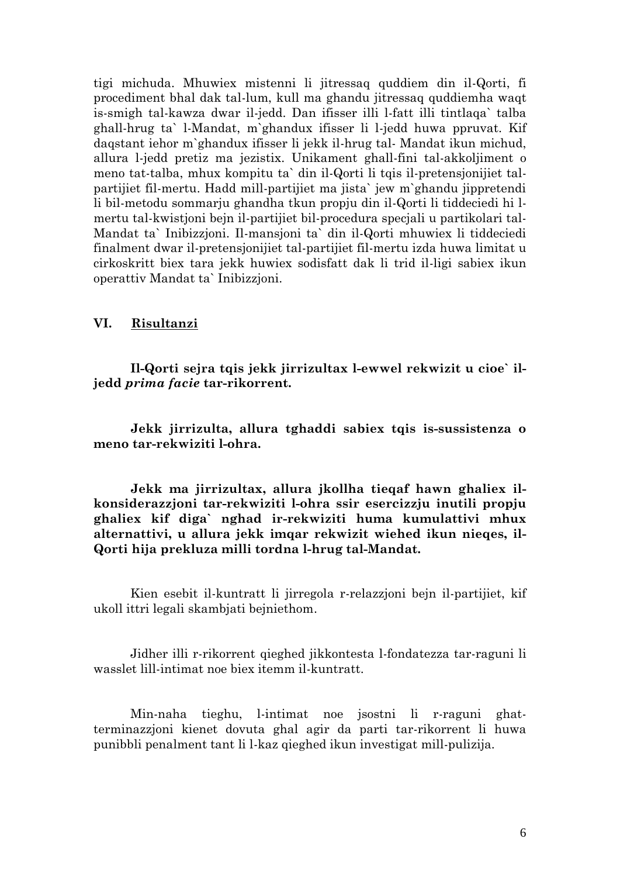tigi michuda. Mhuwiex mistenni li jitressaq quddiem din il-Qorti, fi procediment bhal dak tal-lum, kull ma ghandu jitressaq quddiemha waqt is-smigh tal-kawza dwar il-jedd. Dan ifisser illi l-fatt illi tintlaqa` talba ghall-hrug ta` l-Mandat, m`ghandux ifisser li l-jedd huwa ppruvat. Kif daqstant iehor m`ghandux ifisser li jekk il-hrug tal- Mandat ikun michud, allura l-jedd pretiz ma jezistix. Unikament ghall-fini tal-akkoljiment o meno tat-talba, mhux kompitu ta` din il-Qorti li tqis il-pretensjonijiet tal-partijiet fil-mertu. Hadd mill-partijiet ma jista` jew m`ghandu jippretendi li bil-metodu sommarju ghandha tkun propju din il-Qorti li tiddeciedi hi l-mertu tal-kwistjoni bejn il-partijiet bil-procedura specjali u partikolari tal-Mandat ta` Inibizzjoni. Il-mansjoni ta` din il-Qorti mhuwiex li tiddeciedi finalment dwar il-pretensjonijiet tal-partijiet fil-mertu izda huwa limitat u cirkoskritt biex tara jekk huwiex sodisfatt dak li trid il-ligi sabiex ikun operattiv Mandat ta` Inibizzjoni.

## VI. Risultanzi

**Il-Qorti sejra tqis jekk jirrizultax l-ewwel rekwizit u cioe` il-jedd *prima facie* tar-rikorrent.**

**Jekk jirrizulta, allura tghaddi sabiex tqis is-sussistenza o meno tar-rekwiziti l-ohra.**

**Jekk ma jirrizultax, allura jkollha tieqaf hawn ghaliex il-konsiderazzjoni tar-rekwiziti l-ohra ssir esercizzju inutili propju ghaliex kif diga` nghad ir-rekwiziti huma kumulattivi mhux alternattivi, u allura jekk imqar rekwizit wiehed ikun nieqes, il-Qorti hija prekluza milli tordna l-hrug tal-Mandat.**

Kien esebit il-kuntratt li jirregola r-relazzjoni bejn il-partijiet, kif ukoll ittri legali skambjati bejniethom.

Jidher illi r-rikorrent qieghed jikkontesta l-fondatezza tar-raguni li wasslet lill-intimat noe biex itemm il-kuntratt.

Min-naha tieghu, l-intimat noe jsostni li r-raguni ghat-terminazzjoni kienet dovuta ghal agir da parti tar-rikorrent li huwa punibbli penalment tant li l-kaz qieghed ikun investigat mill-pulizija.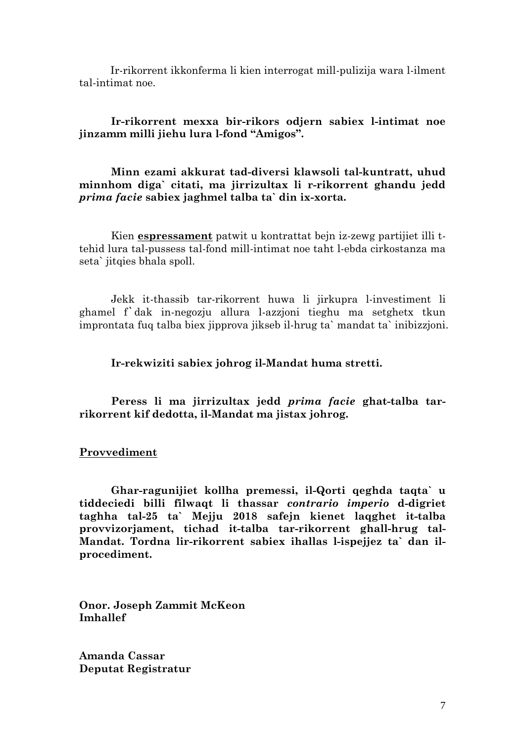Ir-rikorrent ikkonferma li kien interrogat mill-pulizija wara l-ilment tal-intimat noe.

**Ir-rikorrent mexxa bir-rikors odjern sabiex l-intimat noe jinzamm milli jiehu lura l-fond "Amigos".**

**Minn ezami akkurat tad-diversi klawsoli tal-kuntratt, uhud minnhom diga` citati, ma jirrizultax li r-rikorrent ghandu jedd *prima facie* sabiex jaghmel talba ta` din ix-xorta.**

Kien **<u>espressament</u>** patwit u kontrattat bejn iz-zewg partijiet illi t-tehid lura tal-pussess tal-fond mill-intimat noe taht l-ebda cirkostanza ma seta` jitqies bhala spoll.

Jekk it-thassib tar-rikorrent huwa li jirkupra l-investiment li ghamel f`dak in-negozju allura l-azzjoni tieghu ma setghetx tkun improntata fuq talba biex jipprova jikseb il-hrug ta` mandat ta` inibizzjoni.

**Ir-rekwiziti sabiex johrog il-Mandat huma stretti.**

**Peress li ma jirrizultax jedd *prima facie* ghat-talba tar-rikorrent kif dedotta, il-Mandat ma jistax johrog.**

**<u>Provvediment</u>**

**Ghar-ragunijiet kollha premessi, il-Qorti qeghda taqta` u tiddeciedi billi filwaqt li thassar *contrario imperio* d-digriet taghha tal-25 ta` Mejju 2018 safejn kienet laqghet it-talba provvizorjament, tichad it-talba tar-rikorrent ghall-hrug tal-Mandat. Tordna lir-rikorrent sabiex ihallas l-ispejjez ta` dan il-procediment.**

**Onor. Joseph Zammit McKeon**
**Imhallef**

**Amanda Cassar**
**Deputat Registratur**